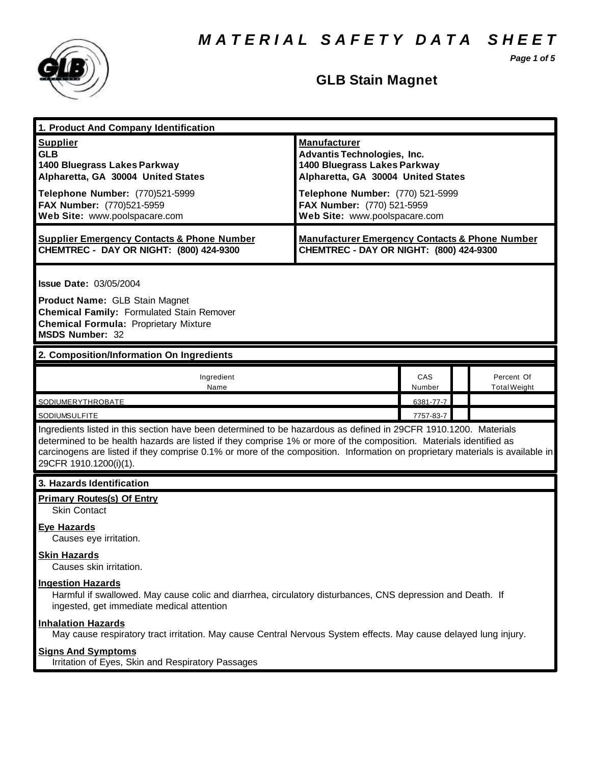# MATERIAL SAFETY DATA SHEET

## GLB Stain Magnet

### 1. Product And Company Identification

| **Supplier** | **Manufacturer** |
|---|---|
| **GLB**<br>**1400 Bluegrass Lakes Parkway**<br>**Alpharetta, GA 30004 United States** | **Advantis Technologies, Inc.**<br>**1400 Bluegrass Lakes Parkway**<br>**Alpharetta, GA 30004 United States** |
| **Telephone Number:** (770)521-5999<br>**FAX Number:** (770)521-5959<br>**Web Site:** www.poolspacare.com | **Telephone Number:** (770) 521-5999<br>**FAX Number:** (770) 521-5959<br>**Web Site:** www.poolspacare.com |
| **Supplier Emergency Contacts & Phone Number**<br>**CHEMTREC - DAY OR NIGHT: (800) 424-9300** | **Manufacturer Emergency Contacts & Phone Number**<br>**CHEMTREC - DAY OR NIGHT: (800) 424-9300** |

**Issue Date:** 03/05/2004

**Product Name:** GLB Stain Magnet
**Chemical Family:** Formulated Stain Remover
**Chemical Formula:** Proprietary Mixture
**MSDS Number:** 32

### 2. Composition/Information On Ingredients

| Ingredient Name | CAS Number | | Percent Of Total Weight |
|---|---|---|---|
| SODIUMERYTHROBATE | 6381-77-7 | | |
| SODIUMSULFITE | 7757-83-7 | | |

Ingredients listed in this section have been determined to be hazardous as defined in 29CFR 1910.1200. Materials determined to be health hazards are listed if they comprise 1% or more of the composition. Materials identified as carcinogens are listed if they comprise 0.1% or more of the composition. Information on proprietary materials is available in 29CFR 1910.1200(i)(1).

### 3. Hazards Identification

**Primary Routes(s) Of Entry**
Skin Contact

**Eye Hazards**
Causes eye irritation.

**Skin Hazards**
Causes skin irritation.

**Ingestion Hazards**
Harmful if swallowed. May cause colic and diarrhea, circulatory disturbances, CNS depression and Death. If ingested, get immediate medical attention

**Inhalation Hazards**
May cause respiratory tract irritation. May cause Central Nervous System effects. May cause delayed lung injury.

**Signs And Symptoms**
Irritation of Eyes, Skin and Respiratory Passages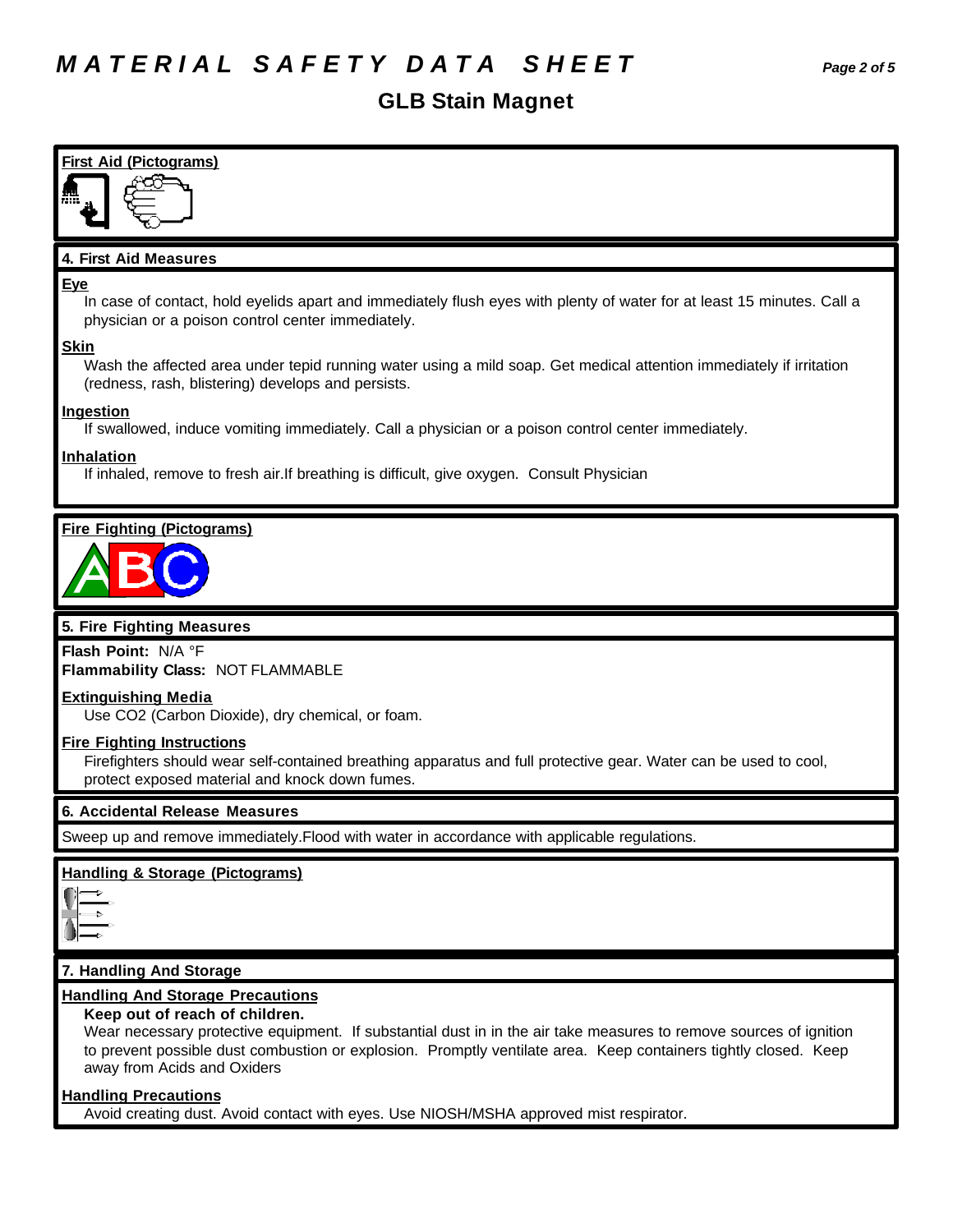# MATERIAL SAFETY DATA SHEET

## GLB Stain Magnet

**First Aid (Pictograms)**

### 4. First Aid Measures

**Eye**

In case of contact, hold eyelids apart and immediately flush eyes with plenty of water for at least 15 minutes. Call a physician or a poison control center immediately.

**Skin**

Wash the affected area under tepid running water using a mild soap. Get medical attention immediately if irritation (redness, rash, blistering) develops and persists.

**Ingestion**

If swallowed, induce vomiting immediately. Call a physician or a poison control center immediately.

**Inhalation**

If inhaled, remove to fresh air.If breathing is difficult, give oxygen. Consult Physician

**Fire Fighting (Pictograms)**

### 5. Fire Fighting Measures

**Flash Point:** N/A °F
**Flammability Class:** NOT FLAMMABLE

**Extinguishing Media**

Use $CO_2$ (Carbon Dioxide), dry chemical, or foam.

**Fire Fighting Instructions**

Firefighters should wear self-contained breathing apparatus and full protective gear. Water can be used to cool, protect exposed material and knock down fumes.

### 6. Accidental Release Measures

Sweep up and remove immediately.Flood with water in accordance with applicable regulations.

**Handling & Storage (Pictograms)**

### 7. Handling And Storage

**Handling And Storage Precautions**

**Keep out of reach of children.**

Wear necessary protective equipment. If substantial dust in in the air take measures to remove sources of ignition to prevent possible dust combustion or explosion. Promptly ventilate area. Keep containers tightly closed. Keep away from Acids and Oxiders

**Handling Precautions**

Avoid creating dust. Avoid contact with eyes. Use NIOSH/MSHA approved mist respirator.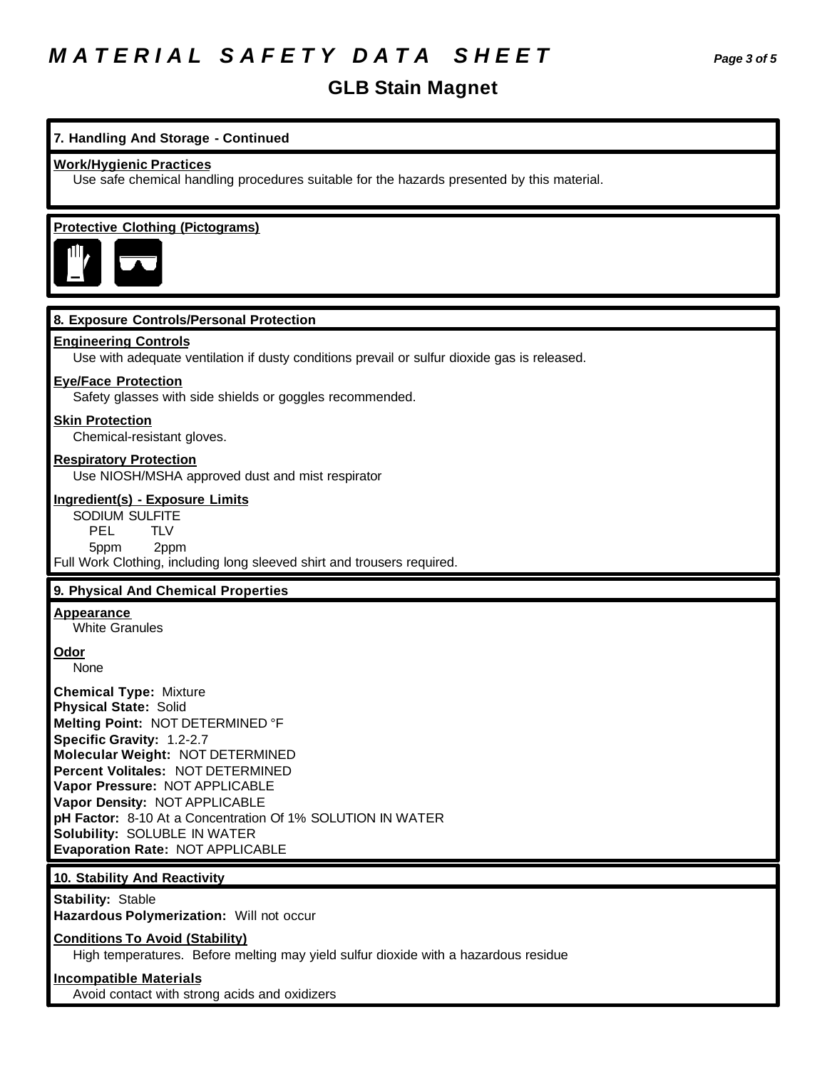# MATERIAL SAFETY DATA SHEET

## GLB Stain Magnet

### 7. Handling And Storage - Continued

**Work/Hygienic Practices**

Use safe chemical handling procedures suitable for the hazards presented by this material.

**Protective Clothing (Pictograms)**

### 8. Exposure Controls/Personal Protection

**Engineering Controls**

Use with adequate ventilation if dusty conditions prevail or sulfur dioxide gas is released.

**Eye/Face Protection**

Safety glasses with side shields or goggles recommended.

**Skin Protection**

Chemical-resistant gloves.

**Respiratory Protection**

Use NIOSH/MSHA approved dust and mist respirator

**Ingredient(s) - Exposure Limits**

SODIUM SULFITE

| PEL | TLV |
|---|---|
| 5ppm | 2ppm |

Full Work Clothing, including long sleeved shirt and trousers required.

### 9. Physical And Chemical Properties

**Appearance**

White Granules

**Odor**

None

**Chemical Type:** Mixture
**Physical State:** Solid
**Melting Point:** NOT DETERMINED °F
**Specific Gravity:** 1.2-2.7
**Molecular Weight:** NOT DETERMINED
**Percent Volitales:** NOT DETERMINED
**Vapor Pressure:** NOT APPLICABLE
**Vapor Density:** NOT APPLICABLE
**pH Factor:** 8-10 At a Concentration Of 1% SOLUTION IN WATER
**Solubility:** SOLUBLE IN WATER
**Evaporation Rate:** NOT APPLICABLE

### 10. Stability And Reactivity

**Stability:** Stable
**Hazardous Polymerization:** Will not occur

**Conditions To Avoid (Stability)**

High temperatures. Before melting may yield sulfur dioxide with a hazardous residue

**Incompatible Materials**

Avoid contact with strong acids and oxidizers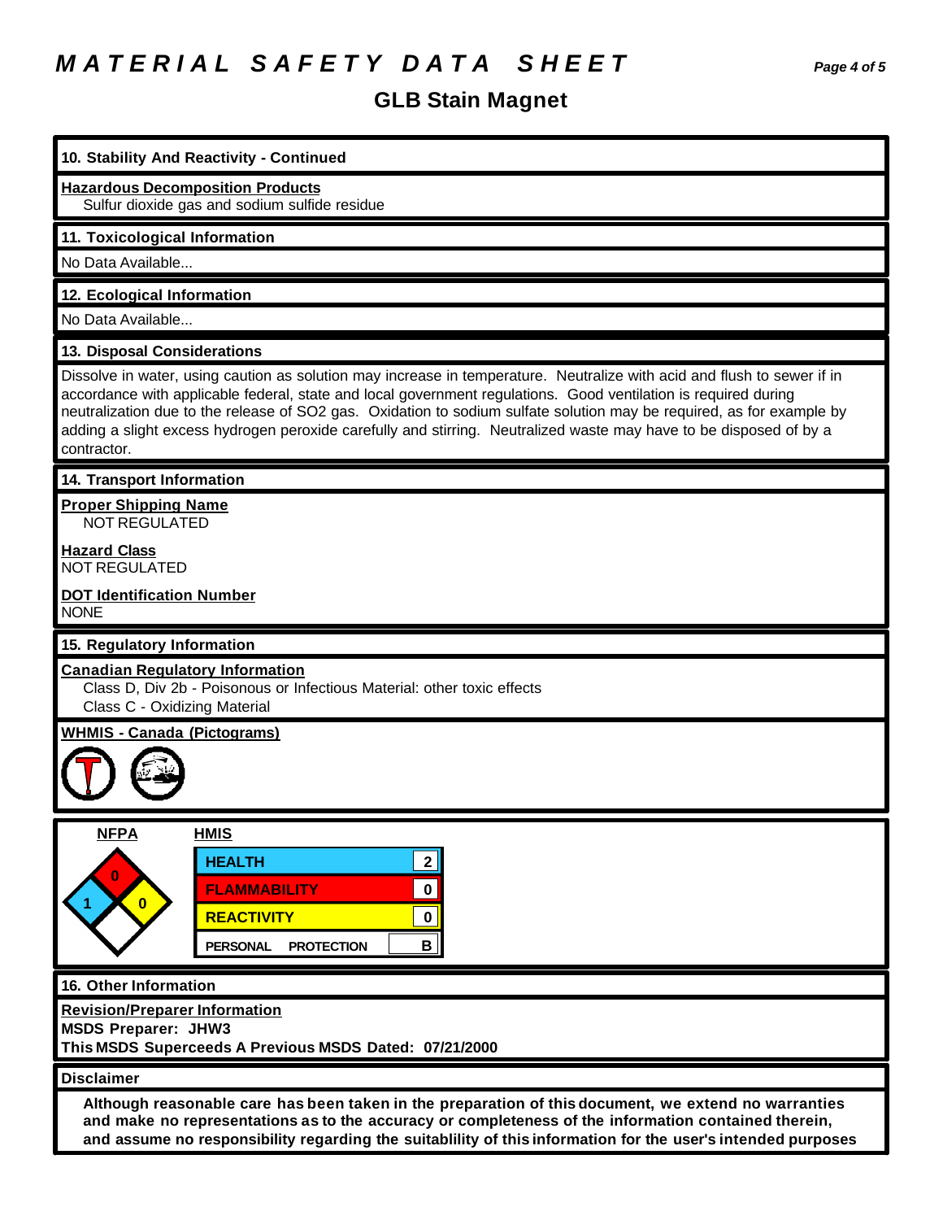# MATERIAL SAFETY DATA SHEET

## GLB Stain Magnet

### 10. Stability And Reactivity - Continued

**Hazardous Decomposition Products**

Sulfur dioxide gas and sodium sulfide residue

### 11. Toxicological Information

No Data Available...

### 12. Ecological Information

No Data Available...

### 13. Disposal Considerations

Dissolve in water, using caution as solution may increase in temperature. Neutralize with acid and flush to sewer if in accordance with applicable federal, state and local government regulations. Good ventilation is required during neutralization due to the release of SO2 gas. Oxidation to sodium sulfate solution may be required, as for example by adding a slight excess hydrogen peroxide carefully and stirring. Neutralized waste may have to be disposed of by a contractor.

### 14. Transport Information

**Proper Shipping Name**

NOT REGULATED

**Hazard Class**

NOT REGULATED

**DOT Identification Number**

NONE

### 15. Regulatory Information

**Canadian Regulatory Information**

Class D, Div 2b - Poisonous or Infectious Material: other toxic effects

Class C - Oxidizing Material

**WHMIS - Canada (Pictograms)**

**NFPA**

| Health | Flammability | Reactivity | Special |
|---|---|---|---|
| 1 | 0 | 0 | |

**HMIS**

| | |
|---|---|
| HEALTH | 2 |
| FLAMMABILITY | 0 |
| REACTIVITY | 0 |
| PERSONAL PROTECTION | B |

### 16. Other Information

**Revision/Preparer Information**

**MSDS Preparer: JHW3**

**This MSDS Superceeds A Previous MSDS Dated: 07/21/2000**

### Disclaimer

**Although reasonable care has been taken in the preparation of this document, we extend no warranties and make no representations as to the accuracy or completeness of the information contained therein, and assume no responsibility regarding the suitablility of this information for the user's intended purposes**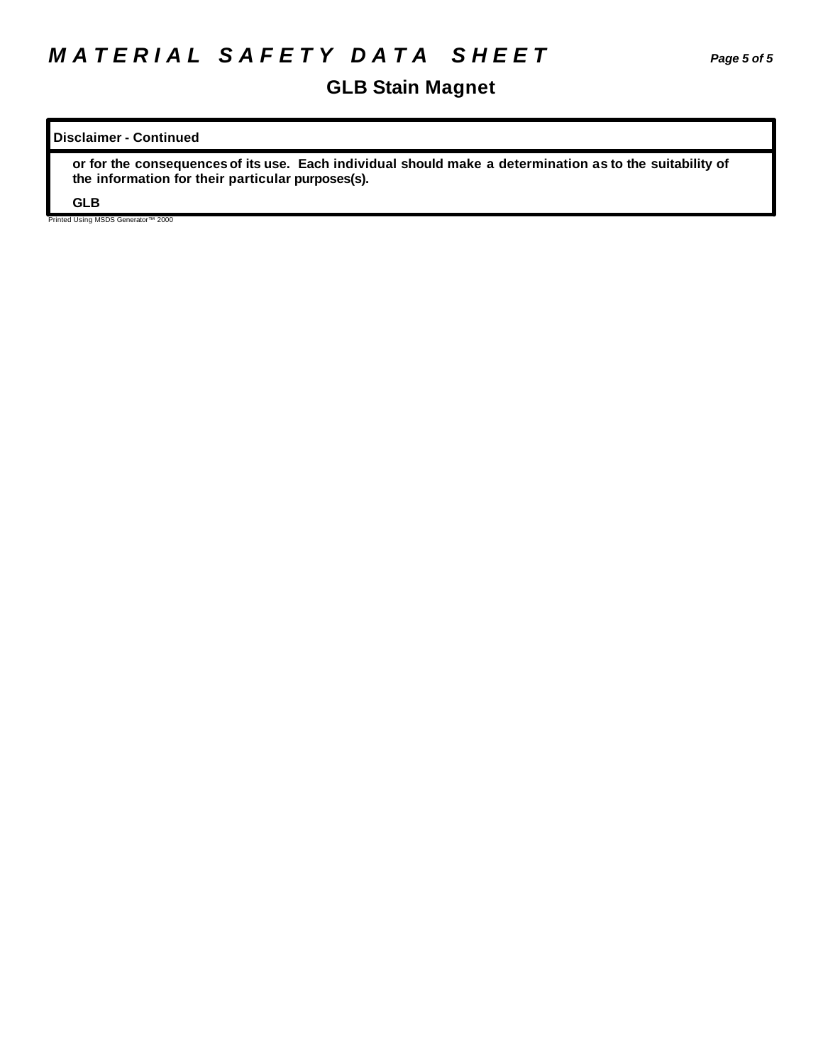**Disclaimer - Continued**

**or for the consequences of its use. Each individual should make a determination as to the suitability of the information for their particular purposes(s).**

**GLB**

Printed Using MSDS Generator™ 2000